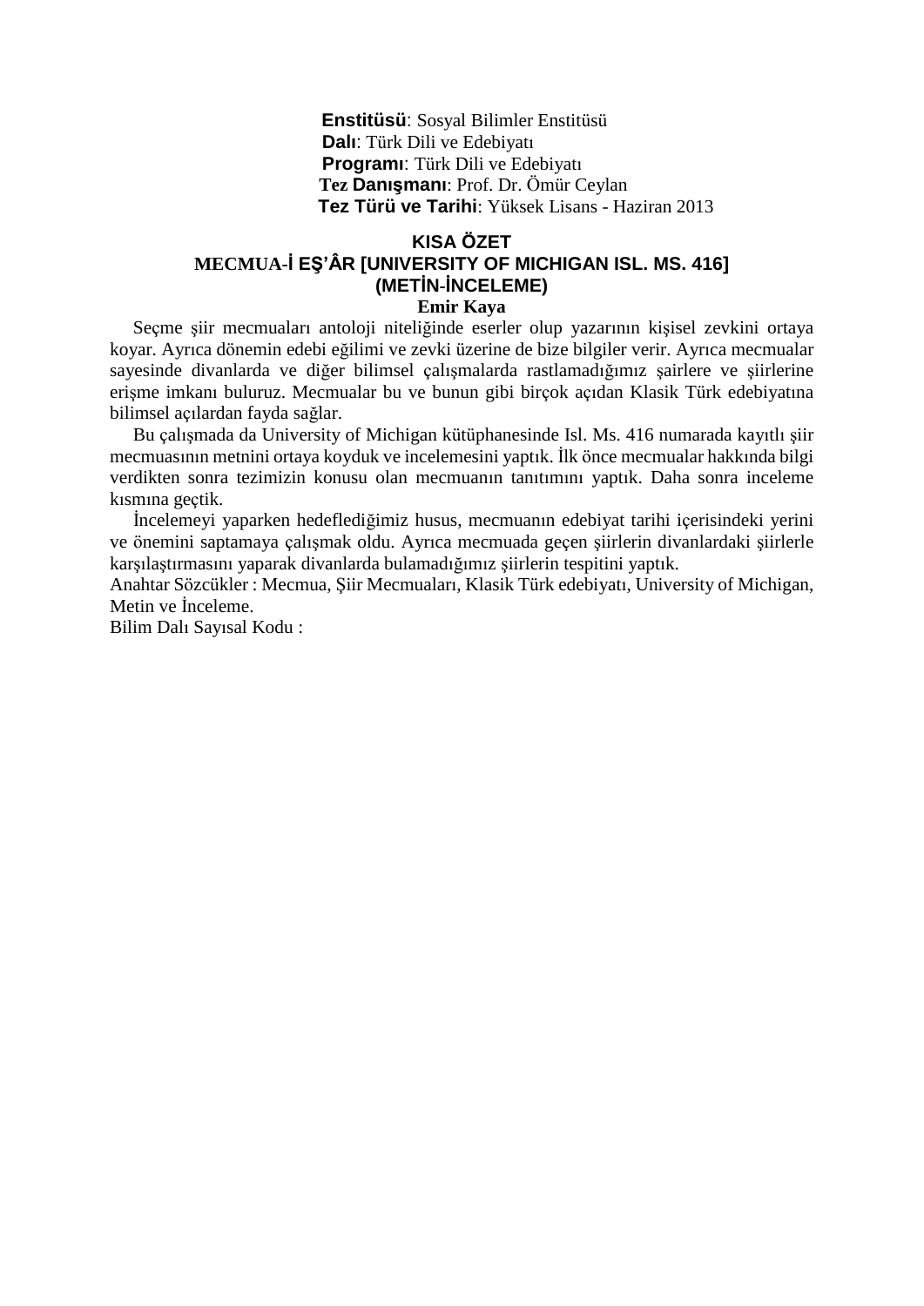**Enstitüsü**: Sosyal Bilimler Enstitüsü
**Dalı**: Türk Dili ve Edebiyatı
**Programı**: Türk Dili ve Edebiyatı
**Tez Danışmanı**: Prof. Dr. Ömür Ceylan
**Tez Türü ve Tarihi**: Yüksek Lisans - Haziran 2013

# KISA ÖZET

## MECMUA-İ EŞ'ÂR [UNIVERSITY OF MICHIGAN ISL. MS. 416] (METİN-İNCELEME)

**Emir Kaya**

Seçme şiir mecmuaları antoloji niteliğinde eserler olup yazarının kişisel zevkini ortaya koyar. Ayrıca dönemin edebi eğilimi ve zevki üzerine de bize bilgiler verir. Ayrıca mecmualar sayesinde divanlarda ve diğer bilimsel çalışmalarda rastlamadığımız şairlere ve şiirlerine erişme imkanı buluruz. Mecmualar bu ve bunun gibi birçok açıdan Klasik Türk edebiyatına bilimsel açılardan fayda sağlar.

Bu çalışmada da University of Michigan kütüphanesinde Isl. Ms. 416 numarada kayıtlı şiir mecmuasının metnini ortaya koyduk ve incelemesini yaptık. İlk önce mecmualar hakkında bilgi verdikten sonra tezimizin konusu olan mecmuanın tanıtımını yaptık. Daha sonra inceleme kısmına geçtik.

İncelemeyi yaparken hedeflediğimiz husus, mecmuanın edebiyat tarihi içerisindeki yerini ve önemini saptamaya çalışmak oldu. Ayrıca mecmuada geçen şiirlerin divanlardaki şiirlerle karşılaştırmasını yaparak divanlarda bulamadığımız şiirlerin tespitini yaptık.

Anahtar Sözcükler : Mecmua, Şiir Mecmuaları, Klasik Türk edebiyatı, University of Michigan, Metin ve İnceleme.

Bilim Dalı Sayısal Kodu :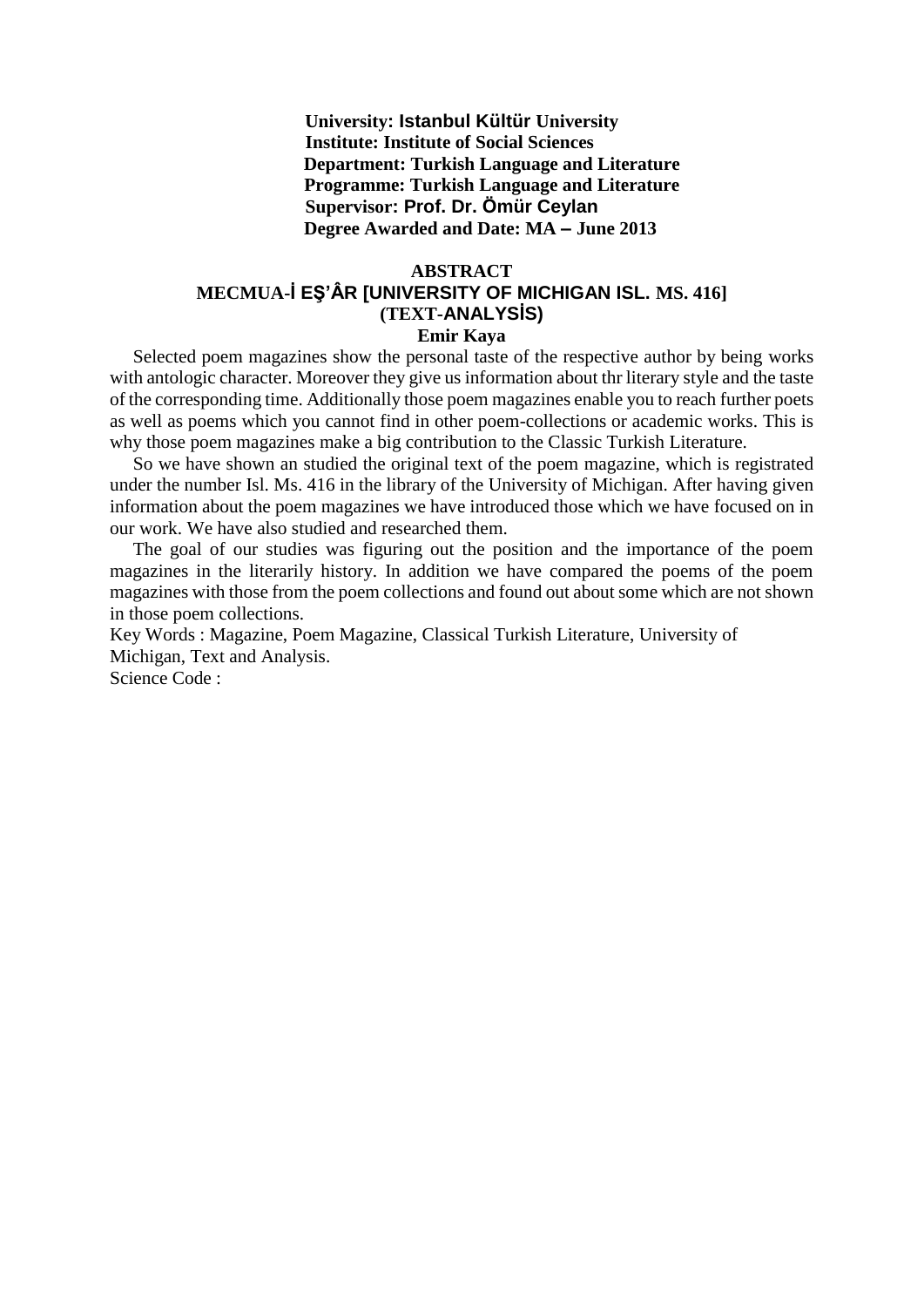**University: Istanbul Kültür University**
**Institute: Institute of Social Sciences**
**Department: Turkish Language and Literature**
**Programme: Turkish Language and Literature**
**Supervisor: Prof. Dr. Ömür Ceylan**
**Degree Awarded and Date: MA – June 2013**

## ABSTRACT

### MECMUA-İ EŞ’ÂR [UNIVERSITY OF MICHIGAN ISL. MS. 416] (TEXT-ANALYSİS)

**Emir Kaya**

Selected poem magazines show the personal taste of the respective author by being works with antologic character. Moreover they give us information about thr literary style and the taste of the corresponding time. Additionally those poem magazines enable you to reach further poets as well as poems which you cannot find in other poem-collections or academic works. This is why those poem magazines make a big contribution to the Classic Turkish Literature.

So we have shown an studied the original text of the poem magazine, which is registrated under the number Isl. Ms. 416 in the library of the University of Michigan. After having given information about the poem magazines we have introduced those which we have focused on in our work. We have also studied and researched them.

The goal of our studies was figuring out the position and the importance of the poem magazines in the literarily history. In addition we have compared the poems of the poem magazines with those from the poem collections and found out about some which are not shown in those poem collections.

Key Words : Magazine, Poem Magazine, Classical Turkish Literature, University of Michigan, Text and Analysis.

Science Code :